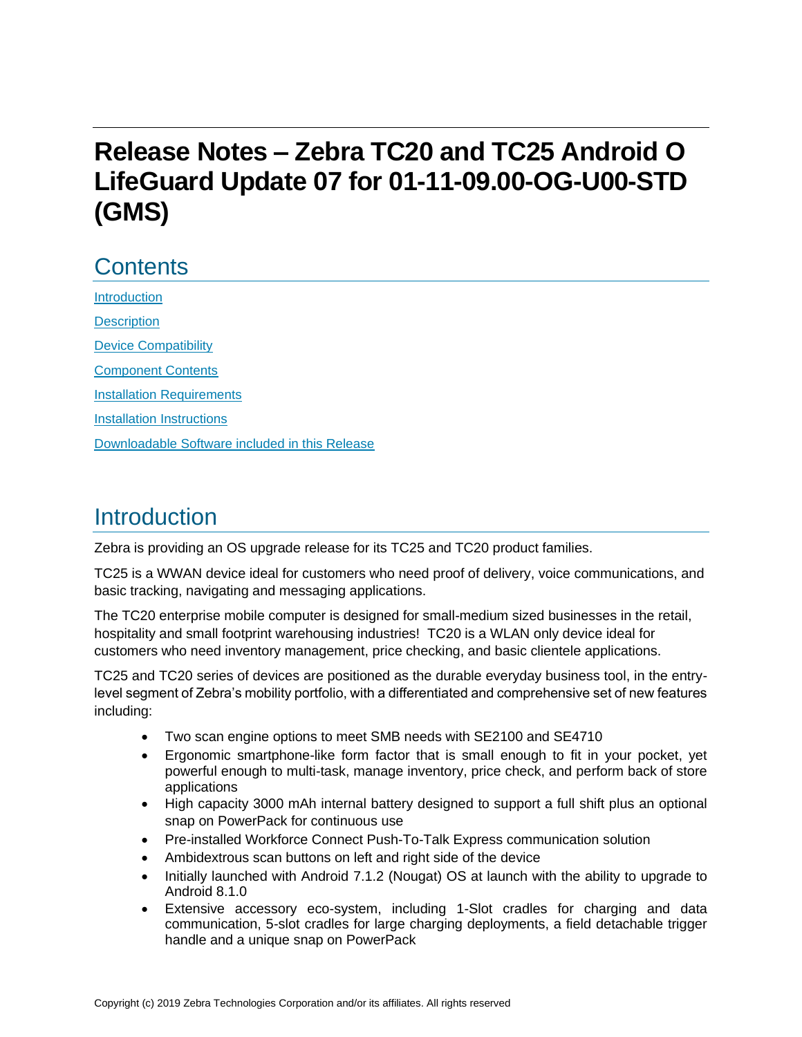# Release Notes – Zebra TC20 and TC25 Android O LifeGuard Update 07 for 01-11-09.00-OG-U00-STD (GMS)

## Contents

[Introduction](#introduction)

[Description](#description)

[Device Compatibility](#device-compatibility)

[Component Contents](#component-contents)

[Installation Requirements](#installation-requirements)

[Installation Instructions](#installation-instructions)

[Downloadable Software included in this Release](#downloadable-software-included-in-this-release)

## Introduction

Zebra is providing an OS upgrade release for its TC25 and TC20 product families.

TC25 is a WWAN device ideal for customers who need proof of delivery, voice communications, and basic tracking, navigating and messaging applications.

The TC20 enterprise mobile computer is designed for small-medium sized businesses in the retail, hospitality and small footprint warehousing industries! TC20 is a WLAN only device ideal for customers who need inventory management, price checking, and basic clientele applications.

TC25 and TC20 series of devices are positioned as the durable everyday business tool, in the entry-level segment of Zebra's mobility portfolio, with a differentiated and comprehensive set of new features including:

- Two scan engine options to meet SMB needs with SE2100 and SE4710
- Ergonomic smartphone-like form factor that is small enough to fit in your pocket, yet powerful enough to multi-task, manage inventory, price check, and perform back of store applications
- High capacity 3000 mAh internal battery designed to support a full shift plus an optional snap on PowerPack for continuous use
- Pre-installed Workforce Connect Push-To-Talk Express communication solution
- Ambidextrous scan buttons on left and right side of the device
- Initially launched with Android 7.1.2 (Nougat) OS at launch with the ability to upgrade to Android 8.1.0
- Extensive accessory eco-system, including 1-Slot cradles for charging and data communication, 5-slot cradles for large charging deployments, a field detachable trigger handle and a unique snap on PowerPack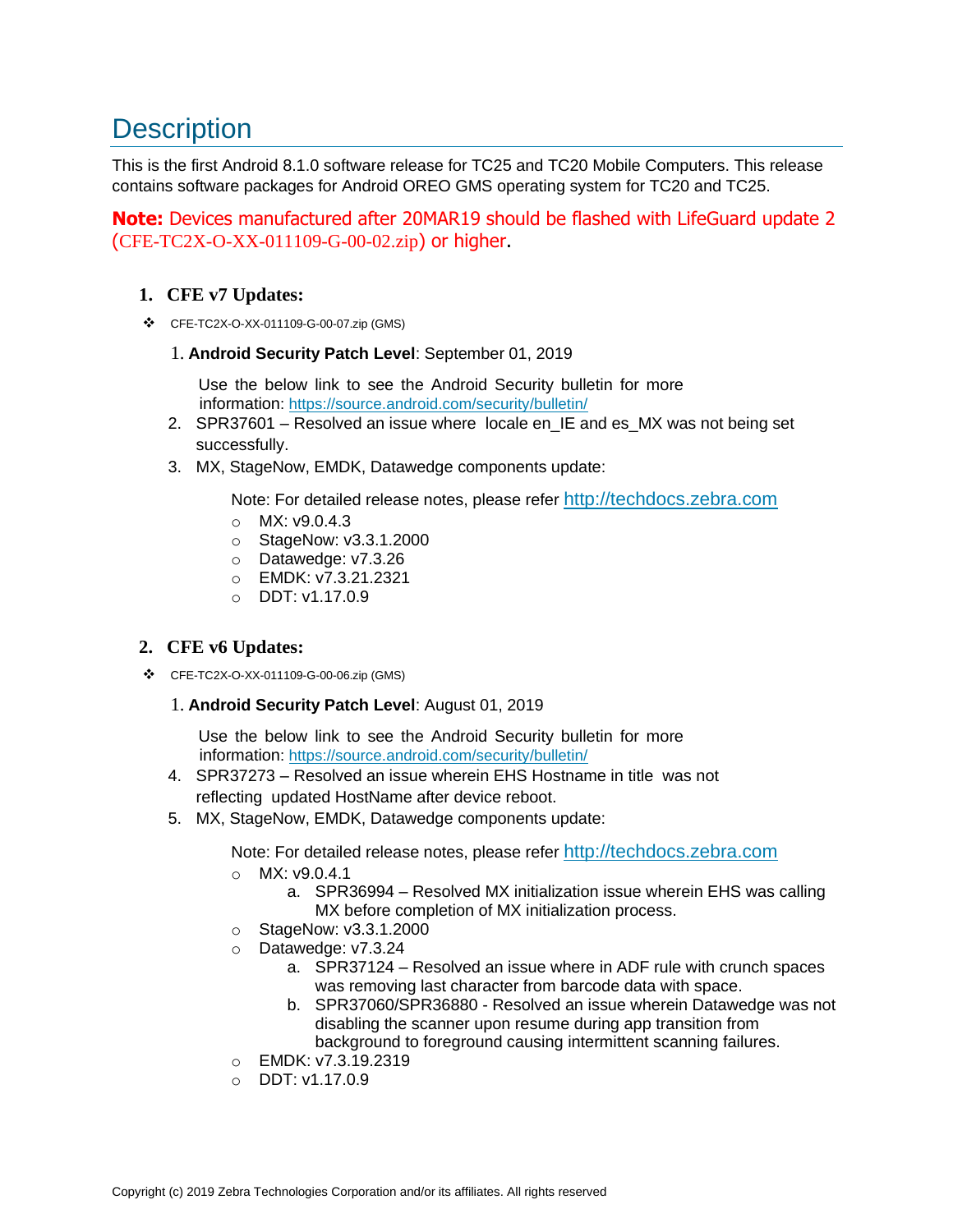# Description

This is the first Android 8.1.0 software release for TC25 and TC20 Mobile Computers. This release contains software packages for Android OREO GMS operating system for TC20 and TC25.

**Note:** Devices manufactured after 20MAR19 should be flashed with LifeGuard update 2 (CFE-TC2X-O-XX-011109-G-00-02.zip) or higher.

1. **CFE v7 Updates:**

- CFE-TC2X-O-XX-011109-G-00-07.zip (GMS)

  1. **Android Security Patch Level**: September 01, 2019

     Use the below link to see the Android Security bulletin for more information: https://source.android.com/security/bulletin/

  2. SPR37601 – Resolved an issue where locale en_IE and es_MX was not being set successfully.
  3. MX, StageNow, EMDK, Datawedge components update:

     Note: For detailed release notes, please refer http://techdocs.zebra.com

     - MX: v9.0.4.3
     - StageNow: v3.3.1.2000
     - Datawedge: v7.3.26
     - EMDK: v7.3.21.2321
     - DDT: v1.17.0.9

2. **CFE v6 Updates:**

- CFE-TC2X-O-XX-011109-G-00-06.zip (GMS)

  1. **Android Security Patch Level**: August 01, 2019

     Use the below link to see the Android Security bulletin for more information: https://source.android.com/security/bulletin/

  4. SPR37273 – Resolved an issue wherein EHS Hostname in title was not reflecting updated HostName after device reboot.
  5. MX, StageNow, EMDK, Datawedge components update:

     Note: For detailed release notes, please refer http://techdocs.zebra.com

     - MX: v9.0.4.1
       a. SPR36994 – Resolved MX initialization issue wherein EHS was calling MX before completion of MX initialization process.
     - StageNow: v3.3.1.2000
     - Datawedge: v7.3.24
       a. SPR37124 – Resolved an issue where in ADF rule with crunch spaces was removing last character from barcode data with space.
       b. SPR37060/SPR36880 - Resolved an issue wherein Datawedge was not disabling the scanner upon resume during app transition from background to foreground causing intermittent scanning failures.
     - EMDK: v7.3.19.2319
     - DDT: v1.17.0.9

Copyright (c) 2019 Zebra Technologies Corporation and/or its affiliates. All rights reserved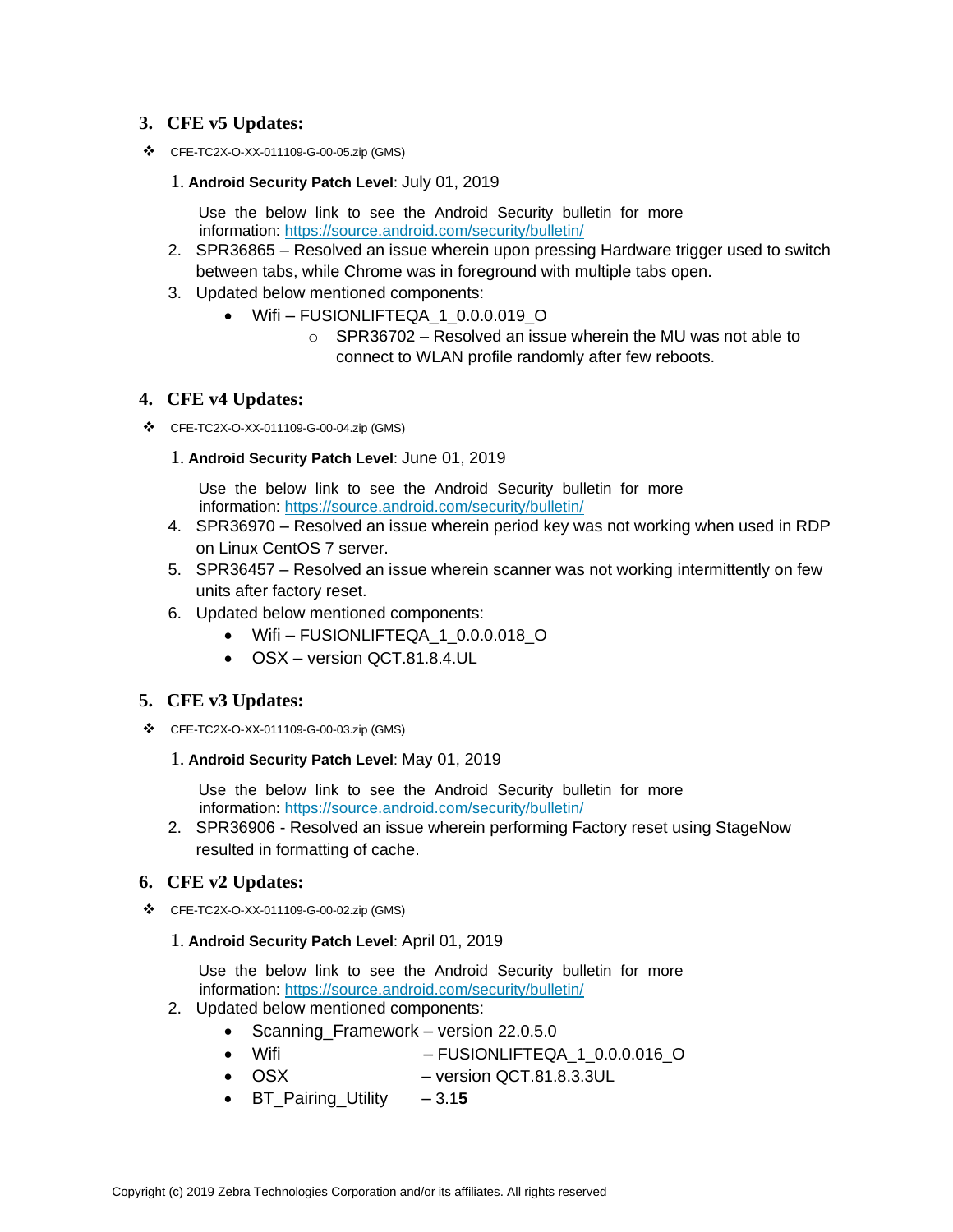## 3. CFE v5 Updates:

- CFE-TC2X-O-XX-011109-G-00-05.zip (GMS)

1. **Android Security Patch Level**: July 01, 2019

   Use the below link to see the Android Security bulletin for more information: https://source.android.com/security/bulletin/
2. SPR36865 – Resolved an issue wherein upon pressing Hardware trigger used to switch between tabs, while Chrome was in foreground with multiple tabs open.
3. Updated below mentioned components:
   - Wifi – FUSIONLIFTEQA_1_0.0.0.019_O
     - SPR36702 – Resolved an issue wherein the MU was not able to connect to WLAN profile randomly after few reboots.

## 4. CFE v4 Updates:

- CFE-TC2X-O-XX-011109-G-00-04.zip (GMS)

1. **Android Security Patch Level**: June 01, 2019

   Use the below link to see the Android Security bulletin for more information: https://source.android.com/security/bulletin/
4. SPR36970 – Resolved an issue wherein period key was not working when used in RDP on Linux CentOS 7 server.
5. SPR36457 – Resolved an issue wherein scanner was not working intermittently on few units after factory reset.
6. Updated below mentioned components:
   - Wifi – FUSIONLIFTEQA_1_0.0.0.018_O
   - OSX – version QCT.81.8.4.UL

## 5. CFE v3 Updates:

- CFE-TC2X-O-XX-011109-G-00-03.zip (GMS)

1. **Android Security Patch Level**: May 01, 2019

   Use the below link to see the Android Security bulletin for more information: https://source.android.com/security/bulletin/
2. SPR36906 - Resolved an issue wherein performing Factory reset using StageNow resulted in formatting of cache.

## 6. CFE v2 Updates:

- CFE-TC2X-O-XX-011109-G-00-02.zip (GMS)

1. **Android Security Patch Level**: April 01, 2019

   Use the below link to see the Android Security bulletin for more information: https://source.android.com/security/bulletin/
2. Updated below mentioned components:
   - Scanning_Framework – version 22.0.5.0
   - Wifi – FUSIONLIFTEQA_1_0.0.0.016_O
   - OSX – version QCT.81.8.3.3UL
   - BT_Pairing_Utility – 3.1**5**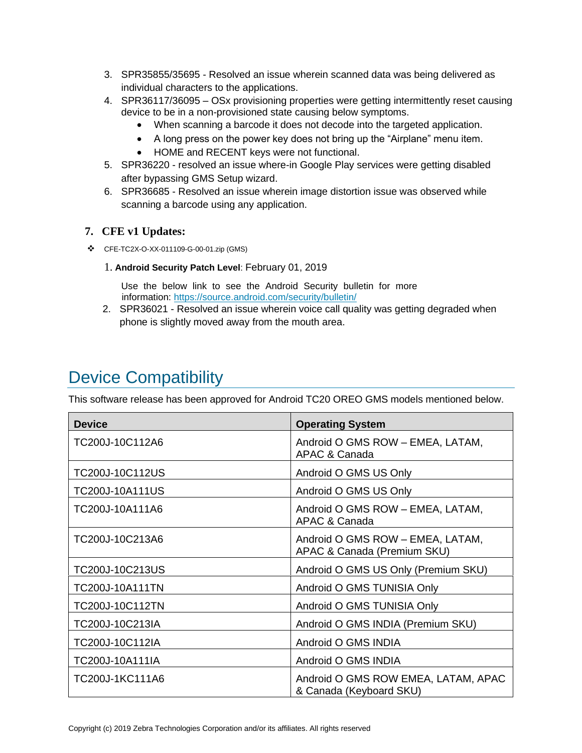3. SPR35855/35695 - Resolved an issue wherein scanned data was being delivered as individual characters to the applications.
4. SPR36117/36095 – OSx provisioning properties were getting intermittently reset causing device to be in a non-provisioned state causing below symptoms.
    - When scanning a barcode it does not decode into the targeted application.
    - A long press on the power key does not bring up the "Airplane" menu item.
    - HOME and RECENT keys were not functional.
5. SPR36220 - resolved an issue where-in Google Play services were getting disabled after bypassing GMS Setup wizard.
6. SPR36685 - Resolved an issue wherein image distortion issue was observed while scanning a barcode using any application.

### 7. CFE v1 Updates:

- CFE-TC2X-O-XX-011109-G-00-01.zip (GMS)

1. **Android Security Patch Level**: February 01, 2019

   Use the below link to see the Android Security bulletin for more information: https://source.android.com/security/bulletin/

2. SPR36021 - Resolved an issue wherein voice call quality was getting degraded when phone is slightly moved away from the mouth area.

## Device Compatibility

This software release has been approved for Android TC20 OREO GMS models mentioned below.

| Device | Operating System |
|---|---|
| TC200J-10C112A6 | Android O GMS ROW – EMEA, LATAM, APAC & Canada |
| TC200J-10C112US | Android O GMS US Only |
| TC200J-10A111US | Android O GMS US Only |
| TC200J-10A111A6 | Android O GMS ROW – EMEA, LATAM, APAC & Canada |
| TC200J-10C213A6 | Android O GMS ROW – EMEA, LATAM, APAC & Canada (Premium SKU) |
| TC200J-10C213US | Android O GMS US Only (Premium SKU) |
| TC200J-10A111TN | Android O GMS TUNISIA Only |
| TC200J-10C112TN | Android O GMS TUNISIA Only |
| TC200J-10C213IA | Android O GMS INDIA (Premium SKU) |
| TC200J-10C112IA | Android O GMS INDIA |
| TC200J-10A111IA | Android O GMS INDIA |
| TC200J-1KC111A6 | Android O GMS ROW EMEA, LATAM, APAC & Canada (Keyboard SKU) |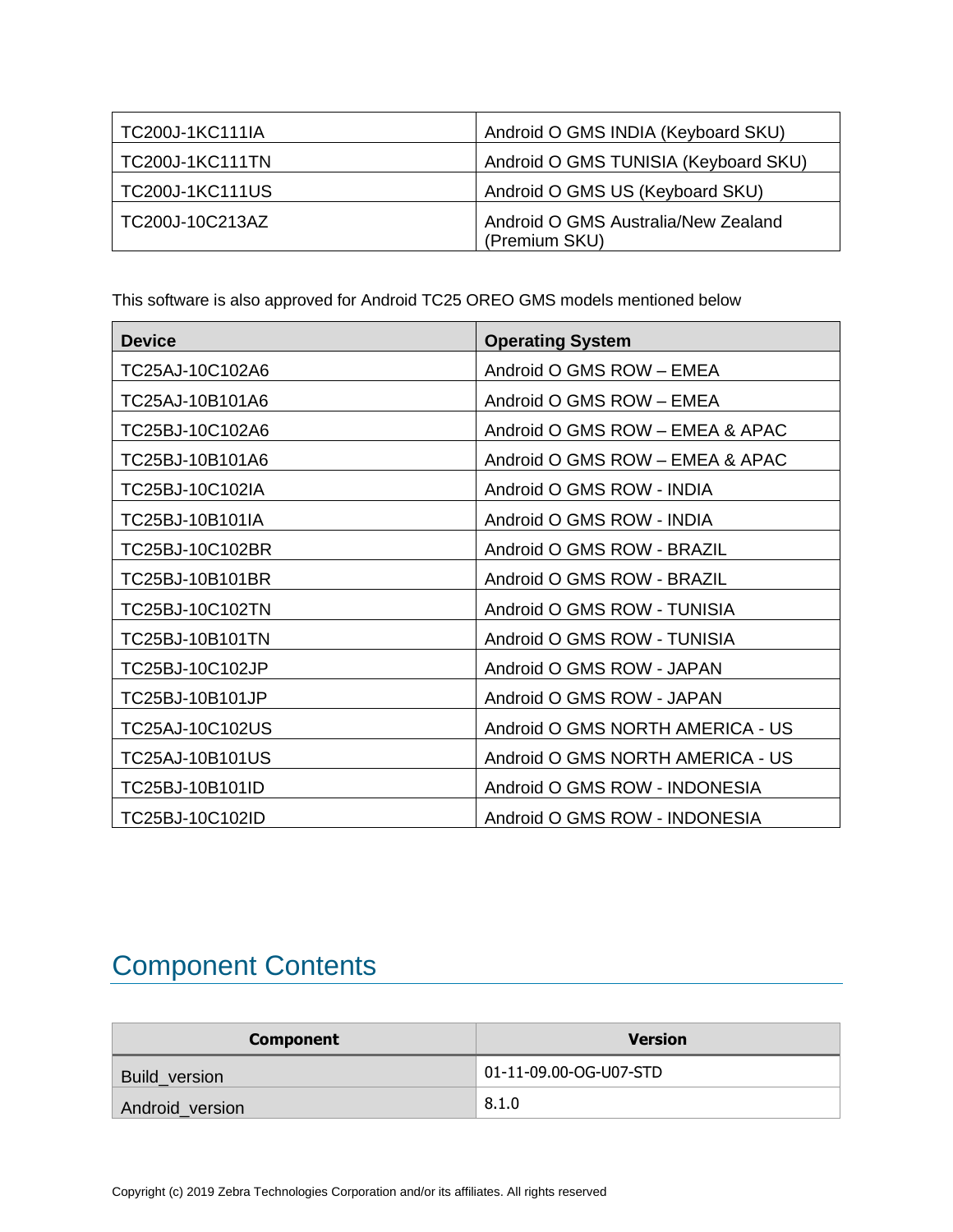| TC200J-1KC111IA | Android O GMS INDIA (Keyboard SKU) |
|---|---|
| TC200J-1KC111TN | Android O GMS TUNISIA (Keyboard SKU) |
| TC200J-1KC111US | Android O GMS US (Keyboard SKU) |
| TC200J-10C213AZ | Android O GMS Australia/New Zealand (Premium SKU) |

This software is also approved for Android TC25 OREO GMS models mentioned below

| Device | Operating System |
|---|---|
| TC25AJ-10C102A6 | Android O GMS ROW – EMEA |
| TC25AJ-10B101A6 | Android O GMS ROW – EMEA |
| TC25BJ-10C102A6 | Android O GMS ROW – EMEA & APAC |
| TC25BJ-10B101A6 | Android O GMS ROW – EMEA & APAC |
| TC25BJ-10C102IA | Android O GMS ROW - INDIA |
| TC25BJ-10B101IA | Android O GMS ROW - INDIA |
| TC25BJ-10C102BR | Android O GMS ROW - BRAZIL |
| TC25BJ-10B101BR | Android O GMS ROW - BRAZIL |
| TC25BJ-10C102TN | Android O GMS ROW - TUNISIA |
| TC25BJ-10B101TN | Android O GMS ROW - TUNISIA |
| TC25BJ-10C102JP | Android O GMS ROW - JAPAN |
| TC25BJ-10B101JP | Android O GMS ROW - JAPAN |
| TC25AJ-10C102US | Android O GMS NORTH AMERICA - US |
| TC25AJ-10B101US | Android O GMS NORTH AMERICA - US |
| TC25BJ-10B101ID | Android O GMS ROW - INDONESIA |
| TC25BJ-10C102ID | Android O GMS ROW - INDONESIA |

# Component Contents

| Component | Version |
|---|---|
| Build_version | 01-11-09.00-OG-U07-STD |
| Android_version | 8.1.0 |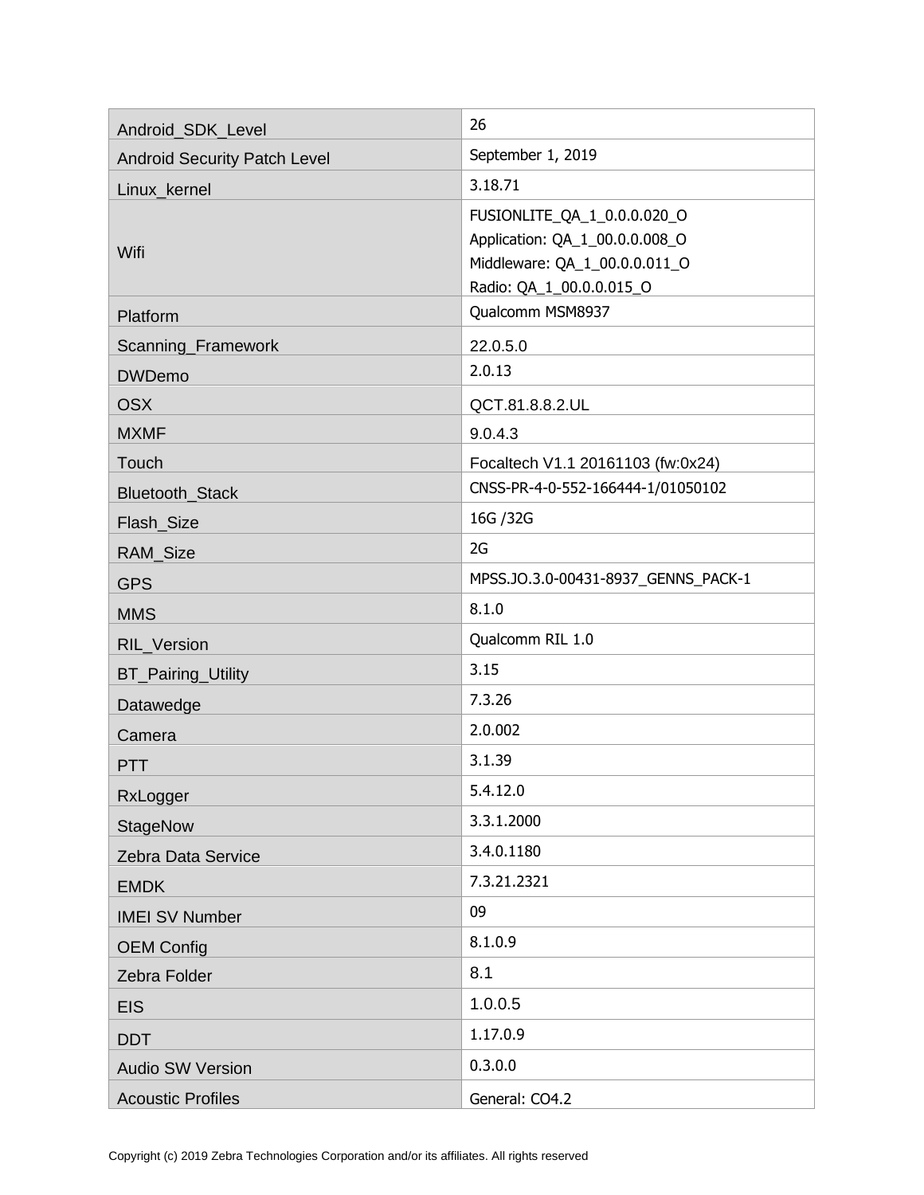| | |
|---|---|
| Android_SDK_Level | 26 |
| Android Security Patch Level | September 1, 2019 |
| Linux_kernel | 3.18.71 |
| Wifi | FUSIONLITE_QA_1_0.0.0.020_O<br>Application: QA_1_00.0.0.008_O<br>Middleware: QA_1_00.0.0.011_O<br>Radio: QA_1_00.0.0.015_O |
| Platform | Qualcomm MSM8937 |
| Scanning_Framework | 22.0.5.0 |
| DWDemo | 2.0.13 |
| OSX | QCT.81.8.8.2.UL |
| MXMF | 9.0.4.3 |
| Touch | Focaltech V1.1 20161103 (fw:0x24) |
| Bluetooth_Stack | CNSS-PR-4-0-552-166444-1/01050102 |
| Flash_Size | 16G /32G |
| RAM_Size | 2G |
| GPS | MPSS.JO.3.0-00431-8937_GENNS_PACK-1 |
| MMS | 8.1.0 |
| RIL_Version | Qualcomm RIL 1.0 |
| BT_Pairing_Utility | 3.15 |
| Datawedge | 7.3.26 |
| Camera | 2.0.002 |
| PTT | 3.1.39 |
| RxLogger | 5.4.12.0 |
| StageNow | 3.3.1.2000 |
| Zebra Data Service | 3.4.0.1180 |
| EMDK | 7.3.21.2321 |
| IMEI SV Number | 09 |
| OEM Config | 8.1.0.9 |
| Zebra Folder | 8.1 |
| EIS | 1.0.0.5 |
| DDT | 1.17.0.9 |
| Audio SW Version | 0.3.0.0 |
| Acoustic Profiles | General: CO4.2 |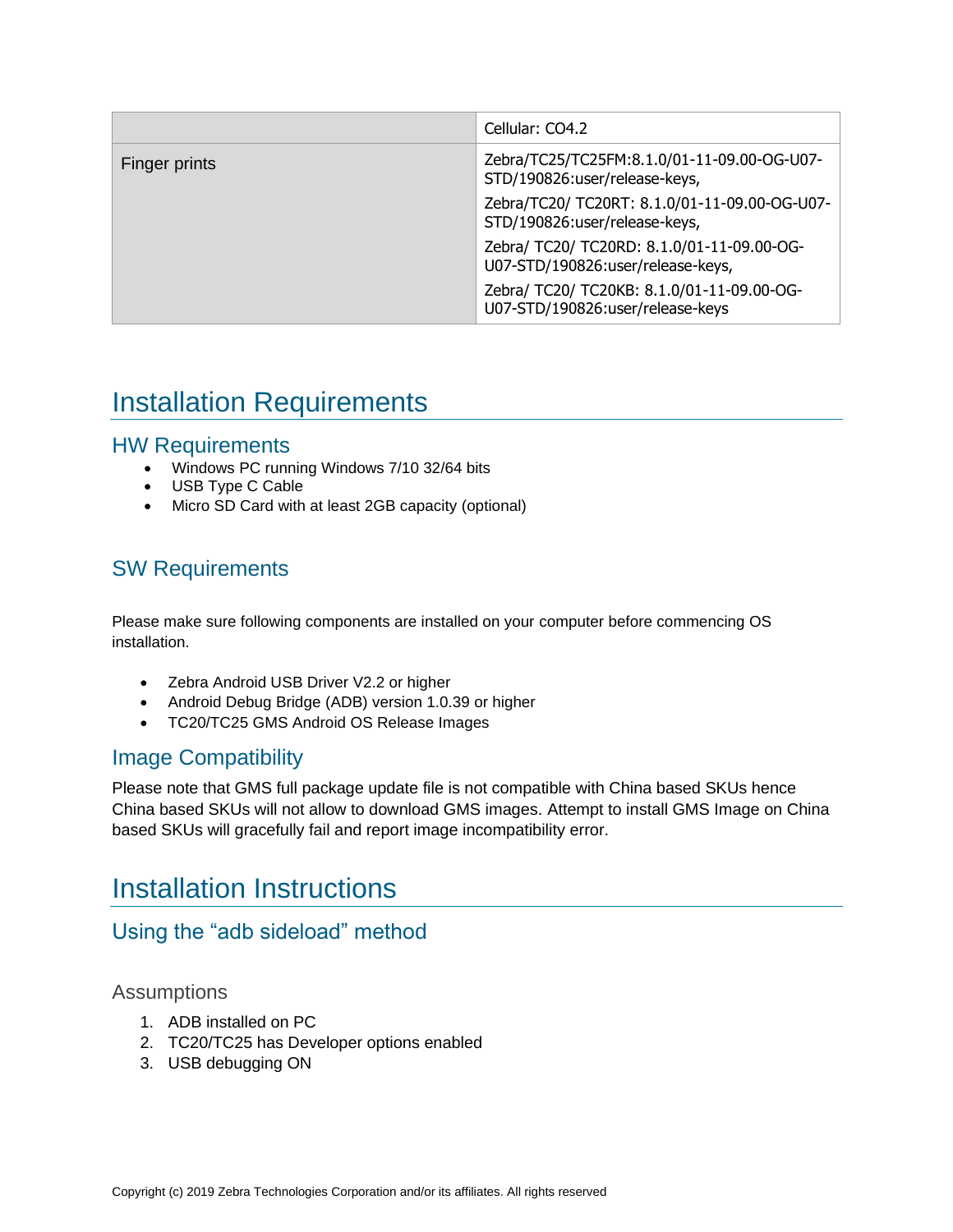| | Cellular: CO4.2 |
|---|---|
| Finger prints | Zebra/TC25/TC25FM:8.1.0/01-11-09.00-OG-U07-STD/190826:user/release-keys,<br>Zebra/TC20/ TC20RT: 8.1.0/01-11-09.00-OG-U07-STD/190826:user/release-keys,<br>Zebra/ TC20/ TC20RD: 8.1.0/01-11-09.00-OG-U07-STD/190826:user/release-keys,<br>Zebra/ TC20/ TC20KB: 8.1.0/01-11-09.00-OG-U07-STD/190826:user/release-keys |

# Installation Requirements

## HW Requirements

- Windows PC running Windows 7/10 32/64 bits
- USB Type C Cable
- Micro SD Card with at least 2GB capacity (optional)

## SW Requirements

Please make sure following components are installed on your computer before commencing OS installation.

- Zebra Android USB Driver V2.2 or higher
- Android Debug Bridge (ADB) version 1.0.39 or higher
- TC20/TC25 GMS Android OS Release Images

## Image Compatibility

Please note that GMS full package update file is not compatible with China based SKUs hence China based SKUs will not allow to download GMS images. Attempt to install GMS Image on China based SKUs will gracefully fail and report image incompatibility error.

# Installation Instructions

## Using the "adb sideload" method

### Assumptions

1. ADB installed on PC
2. TC20/TC25 has Developer options enabled
3. USB debugging ON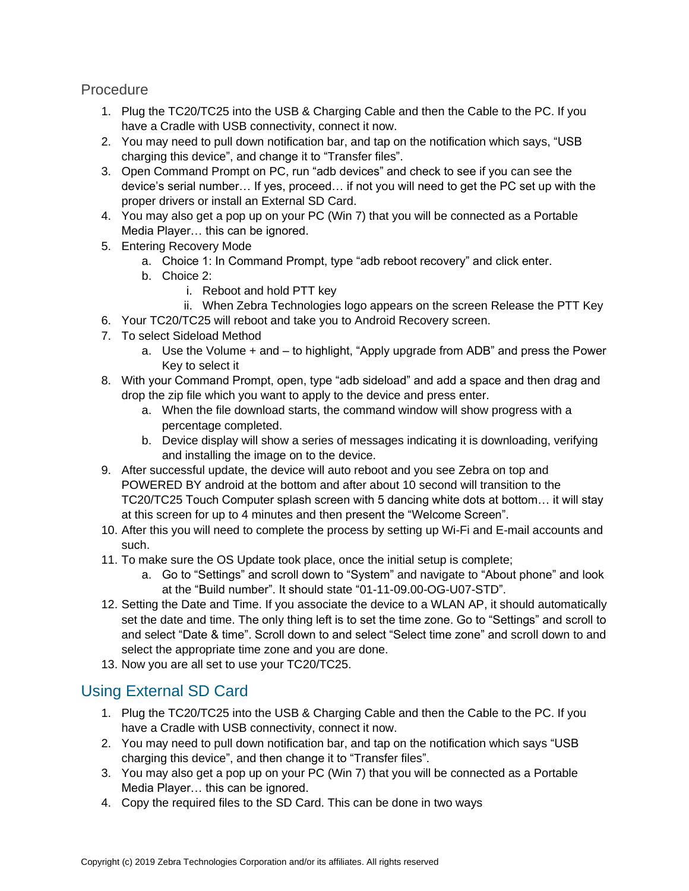### Procedure

1. Plug the TC20/TC25 into the USB & Charging Cable and then the Cable to the PC. If you have a Cradle with USB connectivity, connect it now.
2. You may need to pull down notification bar, and tap on the notification which says, "USB charging this device", and change it to "Transfer files".
3. Open Command Prompt on PC, run "adb devices" and check to see if you can see the device's serial number… If yes, proceed… if not you will need to get the PC set up with the proper drivers or install an External SD Card.
4. You may also get a pop up on your PC (Win 7) that you will be connected as a Portable Media Player… this can be ignored.
5. Entering Recovery Mode
    a. Choice 1: In Command Prompt, type "adb reboot recovery" and click enter.
    b. Choice 2:
        i. Reboot and hold PTT key
        ii. When Zebra Technologies logo appears on the screen Release the PTT Key
6. Your TC20/TC25 will reboot and take you to Android Recovery screen.
7. To select Sideload Method
    a. Use the Volume + and – to highlight, "Apply upgrade from ADB" and press the Power Key to select it
8. With your Command Prompt, open, type "adb sideload" and add a space and then drag and drop the zip file which you want to apply to the device and press enter.
    a. When the file download starts, the command window will show progress with a percentage completed.
    b. Device display will show a series of messages indicating it is downloading, verifying and installing the image on to the device.
9. After successful update, the device will auto reboot and you see Zebra on top and POWERED BY android at the bottom and after about 10 second will transition to the TC20/TC25 Touch Computer splash screen with 5 dancing white dots at bottom… it will stay at this screen for up to 4 minutes and then present the "Welcome Screen".
10. After this you will need to complete the process by setting up Wi-Fi and E-mail accounts and such.
11. To make sure the OS Update took place, once the initial setup is complete;
    a. Go to "Settings" and scroll down to "System" and navigate to "About phone" and look at the "Build number". It should state "01-11-09.00-OG-U07-STD".
12. Setting the Date and Time. If you associate the device to a WLAN AP, it should automatically set the date and time. The only thing left is to set the time zone. Go to "Settings" and scroll to and select "Date & time". Scroll down to and select "Select time zone" and scroll down to and select the appropriate time zone and you are done.
13. Now you are all set to use your TC20/TC25.

## Using External SD Card

1. Plug the TC20/TC25 into the USB & Charging Cable and then the Cable to the PC. If you have a Cradle with USB connectivity, connect it now.
2. You may need to pull down notification bar, and tap on the notification which says "USB charging this device", and then change it to "Transfer files".
3. You may also get a pop up on your PC (Win 7) that you will be connected as a Portable Media Player… this can be ignored.
4. Copy the required files to the SD Card. This can be done in two ways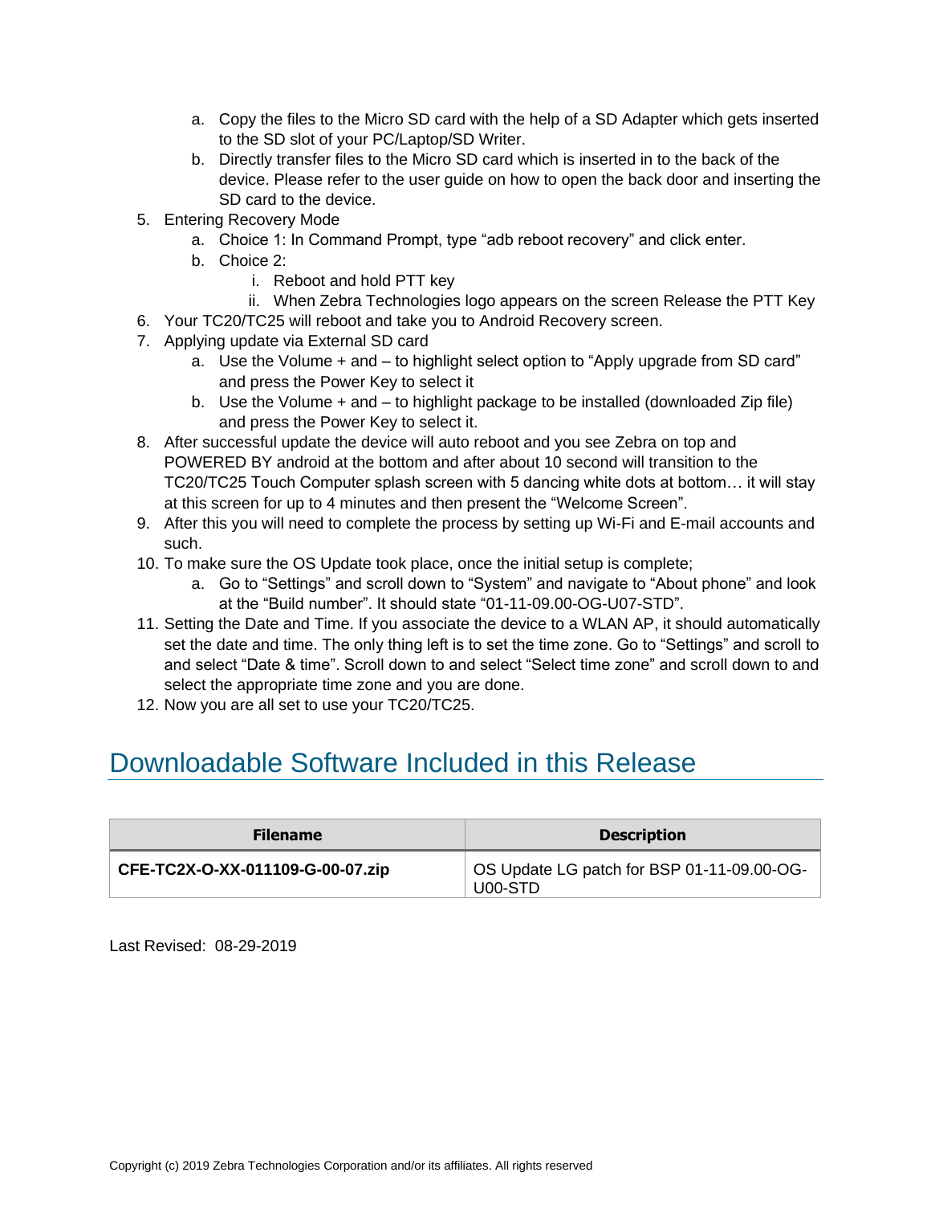a. Copy the files to the Micro SD card with the help of a SD Adapter which gets inserted to the SD slot of your PC/Laptop/SD Writer.
   b. Directly transfer files to the Micro SD card which is inserted in to the back of the device. Please refer to the user guide on how to open the back door and inserting the SD card to the device.

5. Entering Recovery Mode
   a. Choice 1: In Command Prompt, type “adb reboot recovery” and click enter.
   b. Choice 2:
      i. Reboot and hold PTT key
      ii. When Zebra Technologies logo appears on the screen Release the PTT Key
6. Your TC20/TC25 will reboot and take you to Android Recovery screen.
7. Applying update via External SD card
   a. Use the Volume + and – to highlight select option to “Apply upgrade from SD card” and press the Power Key to select it
   b. Use the Volume + and – to highlight package to be installed (downloaded Zip file) and press the Power Key to select it.
8. After successful update the device will auto reboot and you see Zebra on top and POWERED BY android at the bottom and after about 10 second will transition to the TC20/TC25 Touch Computer splash screen with 5 dancing white dots at bottom… it will stay at this screen for up to 4 minutes and then present the “Welcome Screen”.
9. After this you will need to complete the process by setting up Wi-Fi and E-mail accounts and such.
10. To make sure the OS Update took place, once the initial setup is complete;
    a. Go to “Settings” and scroll down to “System” and navigate to “About phone” and look at the “Build number”. It should state “01-11-09.00-OG-U07-STD”.
11. Setting the Date and Time. If you associate the device to a WLAN AP, it should automatically set the date and time. The only thing left is to set the time zone. Go to “Settings” and scroll to and select “Date & time”. Scroll down to and select “Select time zone” and scroll down to and select the appropriate time zone and you are done.
12. Now you are all set to use your TC20/TC25.

## Downloadable Software Included in this Release

| Filename | Description |
|---|---|
| **CFE-TC2X-O-XX-011109-G-00-07.zip** | OS Update LG patch for BSP 01-11-09.00-OG-U00-STD |

Last Revised: 08-29-2019

Copyright (c) 2019 Zebra Technologies Corporation and/or its affiliates. All rights reserved